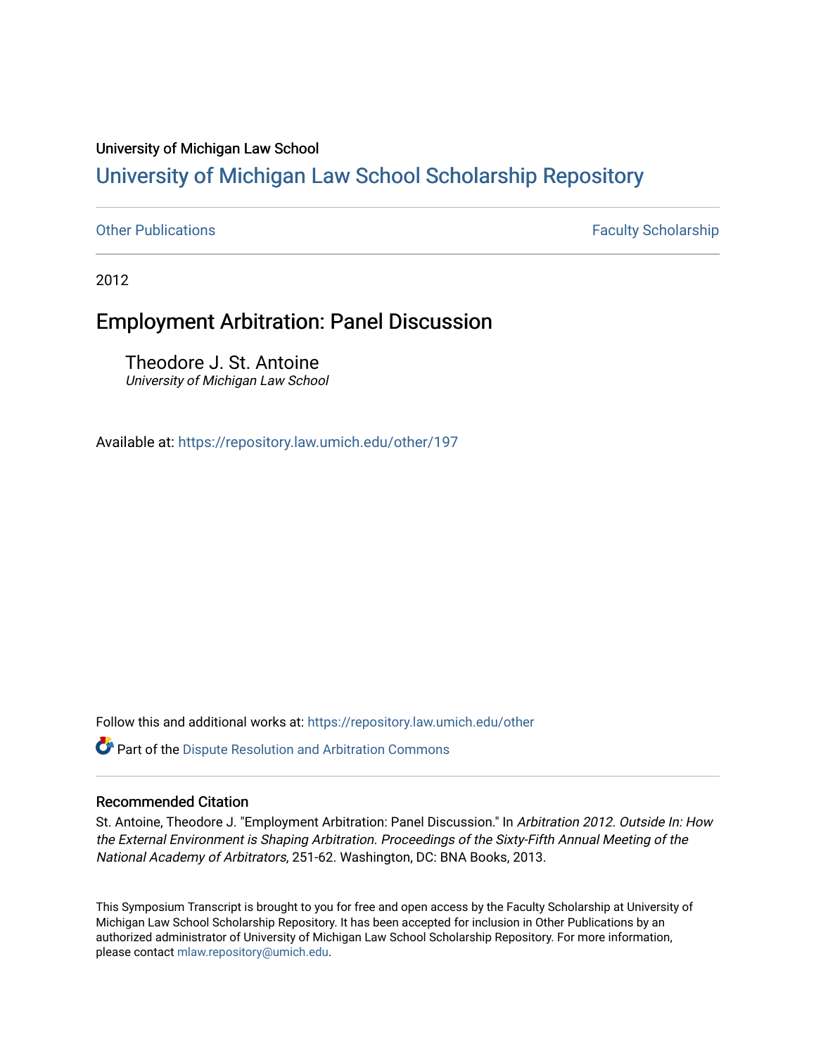University of Michigan Law School

# University of Michigan Law School Scholarship Repository

Other Publications | Faculty Scholarship

2012

## Employment Arbitration: Panel Discussion

Theodore J. St. Antoine
*University of Michigan Law School*

Available at: https://repository.law.umich.edu/other/197

Follow this and additional works at: https://repository.law.umich.edu/other

Part of the Dispute Resolution and Arbitration Commons

### Recommended Citation

St. Antoine, Theodore J. "Employment Arbitration: Panel Discussion." In *Arbitration 2012. Outside In: How the External Environment is Shaping Arbitration. Proceedings of the Sixty-Fifth Annual Meeting of the National Academy of Arbitrators*, 251-62. Washington, DC: BNA Books, 2013.

This Symposium Transcript is brought to you for free and open access by the Faculty Scholarship at University of Michigan Law School Scholarship Repository. It has been accepted for inclusion in Other Publications by an authorized administrator of University of Michigan Law School Scholarship Repository. For more information, please contact mlaw.repository@umich.edu.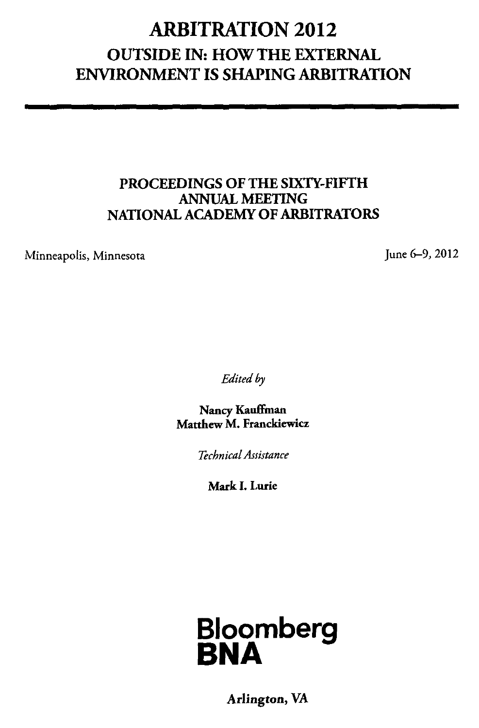# ARBITRATION 2012

## OUTSIDE IN: HOW THE EXTERNAL ENVIRONMENT IS SHAPING ARBITRATION

---

### PROCEEDINGS OF THE SIXTY-FIFTH ANNUAL MEETING NATIONAL ACADEMY OF ARBITRATORS

Minneapolis, Minnesota

June 6–9, 2012

*Edited by*

**Nancy Kauffman**
**Matthew M. Franckiewicz**

*Technical Assistance*

**Mark I. Lurie**

**Bloomberg BNA**

**Arlington, VA**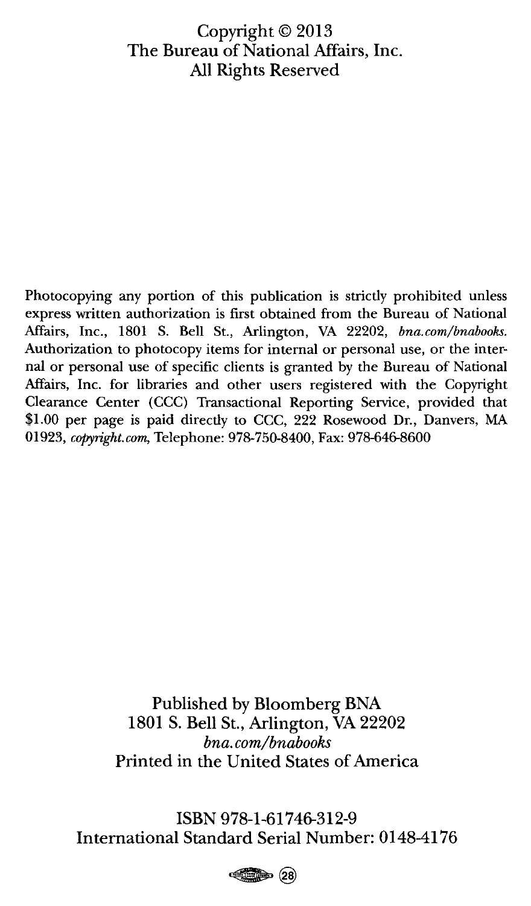Copyright © 2013
The Bureau of National Affairs, Inc.
All Rights Reserved

Photocopying any portion of this publication is strictly prohibited unless express written authorization is first obtained from the Bureau of National Affairs, Inc., 1801 S. Bell St., Arlington, VA 22202, *bna.com/bnabooks*. Authorization to photocopy items for internal or personal use, or the internal or personal use of specific clients is granted by the Bureau of National Affairs, Inc. for libraries and other users registered with the Copyright Clearance Center (CCC) Transactional Reporting Service, provided that $1.00 per page is paid directly to CCC, 222 Rosewood Dr., Danvers, MA 01923, *copyright.com*, Telephone: 978-750-8400, Fax: 978-646-8600

Published by Bloomberg BNA
1801 S. Bell St., Arlington, VA 22202
*bna.com/bnabooks*
Printed in the United States of America

ISBN 978-1-61746-312-9
International Standard Serial Number: 0148-4176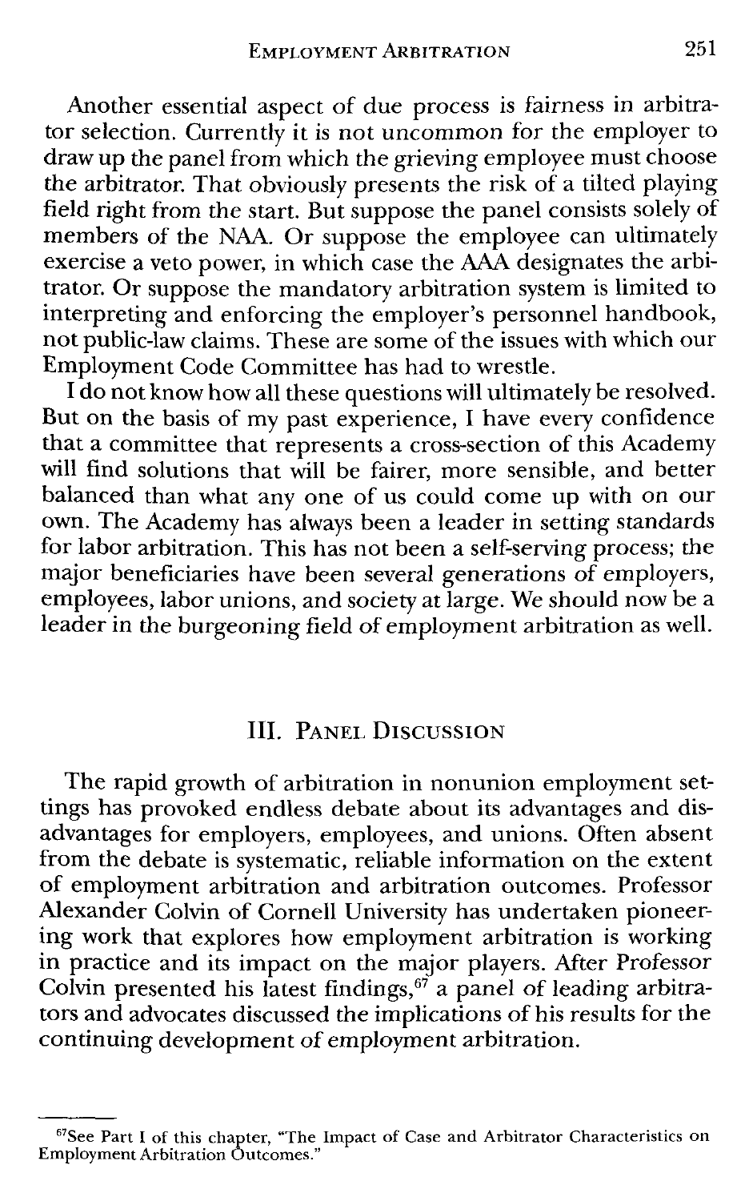Another essential aspect of due process is fairness in arbitrator selection. Currently it is not uncommon for the employer to draw up the panel from which the grieving employee must choose the arbitrator. That obviously presents the risk of a tilted playing field right from the start. But suppose the panel consists solely of members of the NAA. Or suppose the employee can ultimately exercise a veto power, in which case the AAA designates the arbitrator. Or suppose the mandatory arbitration system is limited to interpreting and enforcing the employer's personnel handbook, not public-law claims. These are some of the issues with which our Employment Code Committee has had to wrestle.

I do not know how all these questions will ultimately be resolved. But on the basis of my past experience, I have every confidence that a committee that represents a cross-section of this Academy will find solutions that will be fairer, more sensible, and better balanced than what any one of us could come up with on our own. The Academy has always been a leader in setting standards for labor arbitration. This has not been a self-serving process; the major beneficiaries have been several generations of employers, employees, labor unions, and society at large. We should now be a leader in the burgeoning field of employment arbitration as well.

## III. Panel Discussion

The rapid growth of arbitration in nonunion employment settings has provoked endless debate about its advantages and disadvantages for employers, employees, and unions. Often absent from the debate is systematic, reliable information on the extent of employment arbitration and arbitration outcomes. Professor Alexander Colvin of Cornell University has undertaken pioneering work that explores how employment arbitration is working in practice and its impact on the major players. After Professor Colvin presented his latest findings,[67] a panel of leading arbitrators and advocates discussed the implications of his results for the continuing development of employment arbitration.

---

[67] See Part I of this chapter, "The Impact of Case and Arbitrator Characteristics on Employment Arbitration Outcomes."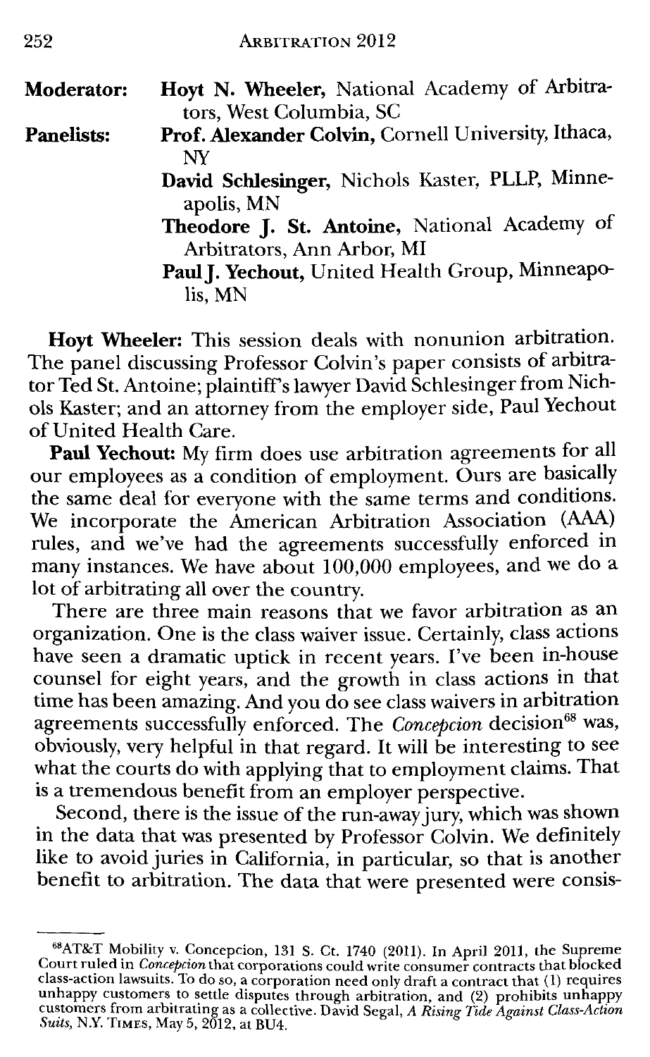**Moderator:** **Hoyt N. Wheeler,** National Academy of Arbitrators, West Columbia, SC

**Panelists:** **Prof. Alexander Colvin,** Cornell University, Ithaca, NY

**David Schlesinger,** Nichols Kaster, PLLP, Minneapolis, MN

**Theodore J. St. Antoine,** National Academy of Arbitrators, Ann Arbor, MI

**Paul J. Yechout,** United Health Group, Minneapolis, MN

**Hoyt Wheeler:** This session deals with nonunion arbitration. The panel discussing Professor Colvin's paper consists of arbitrator Ted St. Antoine; plaintiff's lawyer David Schlesinger from Nichols Kaster; and an attorney from the employer side, Paul Yechout of United Health Care.

**Paul Yechout:** My firm does use arbitration agreements for all our employees as a condition of employment. Ours are basically the same deal for everyone with the same terms and conditions. We incorporate the American Arbitration Association (AAA) rules, and we've had the agreements successfully enforced in many instances. We have about 100,000 employees, and we do a lot of arbitrating all over the country.

There are three main reasons that we favor arbitration as an organization. One is the class waiver issue. Certainly, class actions have seen a dramatic uptick in recent years. I've been in-house counsel for eight years, and the growth in class actions in that time has been amazing. And you do see class waivers in arbitration agreements successfully enforced. The *Concepcion* decision[68] was, obviously, very helpful in that regard. It will be interesting to see what the courts do with applying that to employment claims. That is a tremendous benefit from an employer perspective.

Second, there is the issue of the run-away jury, which was shown in the data that was presented by Professor Colvin. We definitely like to avoid juries in California, in particular, so that is another benefit to arbitration. The data that were presented were consis-

---

[68] AT&T Mobility v. Concepcion, 131 S. Ct. 1740 (2011). In April 2011, the Supreme Court ruled in *Concepcion* that corporations could write consumer contracts that blocked class-action lawsuits. To do so, a corporation need only draft a contract that (1) requires unhappy customers to settle disputes through arbitration, and (2) prohibits unhappy customers from arbitrating as a collective. David Segal, *A Rising Tide Against Class-Action Suits*, N.Y. Times, May 5, 2012, at BU4.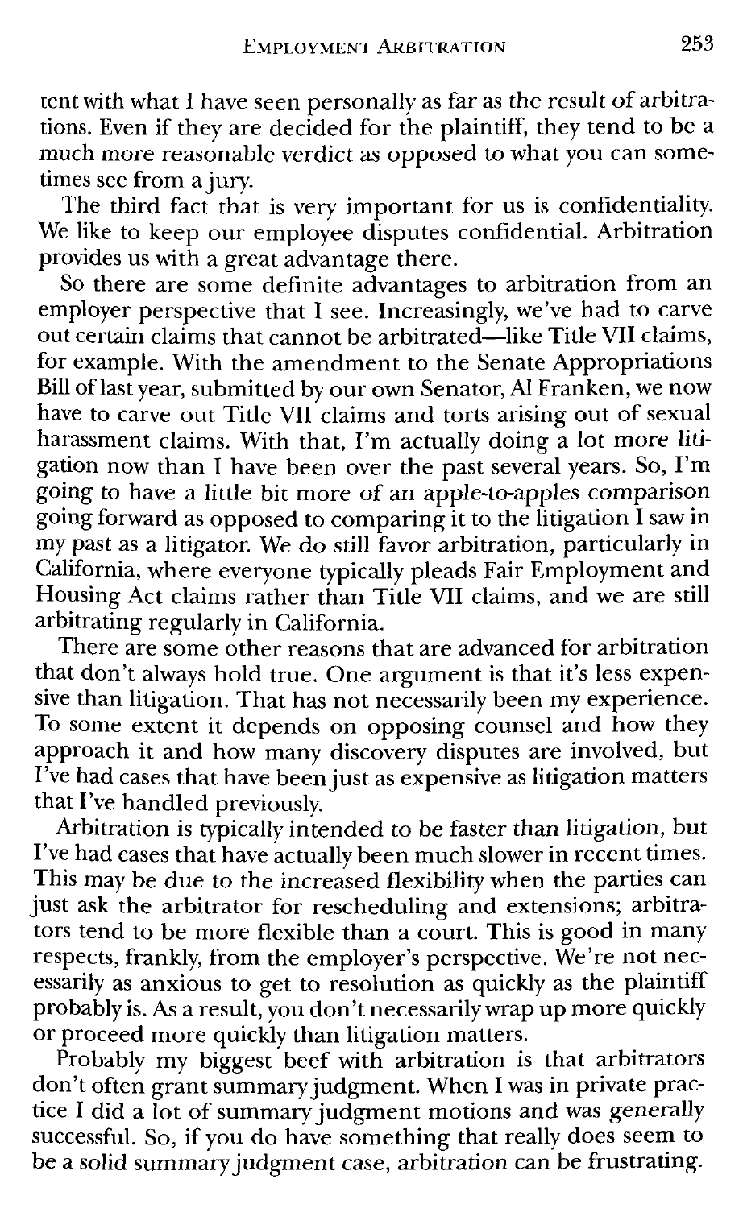tent with what I have seen personally as far as the result of arbitrations. Even if they are decided for the plaintiff, they tend to be a much more reasonable verdict as opposed to what you can sometimes see from a jury.

The third fact that is very important for us is confidentiality. We like to keep our employee disputes confidential. Arbitration provides us with a great advantage there.

So there are some definite advantages to arbitration from an employer perspective that I see. Increasingly, we've had to carve out certain claims that cannot be arbitrated—like Title VII claims, for example. With the amendment to the Senate Appropriations Bill of last year, submitted by our own Senator, Al Franken, we now have to carve out Title VII claims and torts arising out of sexual harassment claims. With that, I'm actually doing a lot more litigation now than I have been over the past several years. So, I'm going to have a little bit more of an apple-to-apples comparison going forward as opposed to comparing it to the litigation I saw in my past as a litigator. We do still favor arbitration, particularly in California, where everyone typically pleads Fair Employment and Housing Act claims rather than Title VII claims, and we are still arbitrating regularly in California.

There are some other reasons that are advanced for arbitration that don't always hold true. One argument is that it's less expensive than litigation. That has not necessarily been my experience. To some extent it depends on opposing counsel and how they approach it and how many discovery disputes are involved, but I've had cases that have been just as expensive as litigation matters that I've handled previously.

Arbitration is typically intended to be faster than litigation, but I've had cases that have actually been much slower in recent times. This may be due to the increased flexibility when the parties can just ask the arbitrator for rescheduling and extensions; arbitrators tend to be more flexible than a court. This is good in many respects, frankly, from the employer's perspective. We're not necessarily as anxious to get to resolution as quickly as the plaintiff probably is. As a result, you don't necessarily wrap up more quickly or proceed more quickly than litigation matters.

Probably my biggest beef with arbitration is that arbitrators don't often grant summary judgment. When I was in private practice I did a lot of summary judgment motions and was generally successful. So, if you do have something that really does seem to be a solid summary judgment case, arbitration can be frustrating.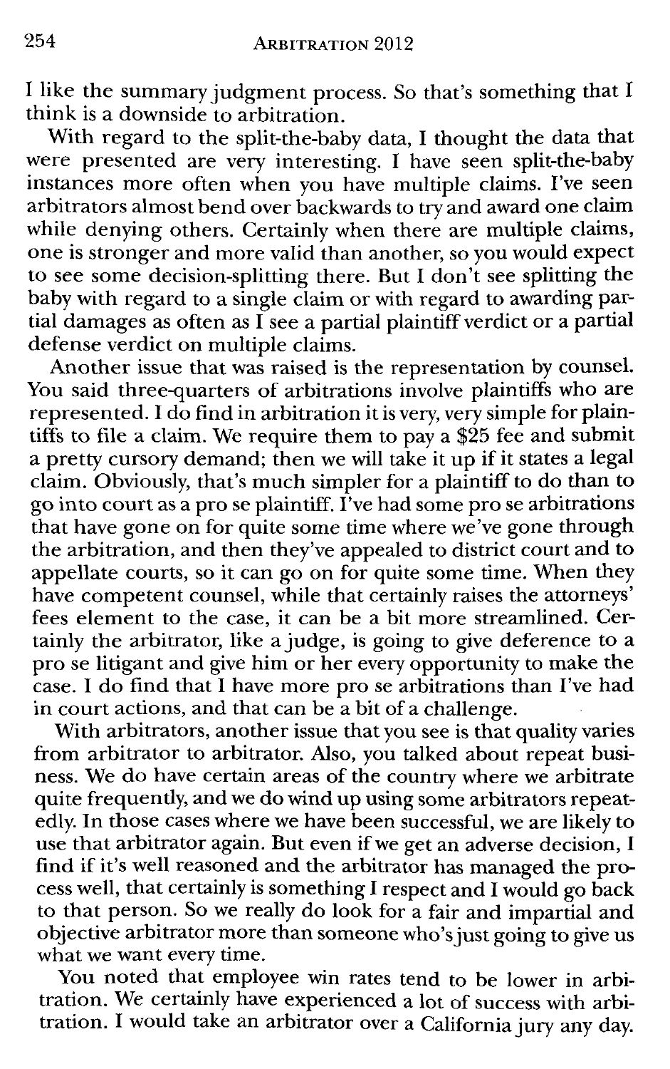I like the summary judgment process. So that's something that I think is a downside to arbitration.

With regard to the split-the-baby data, I thought the data that were presented are very interesting. I have seen split-the-baby instances more often when you have multiple claims. I've seen arbitrators almost bend over backwards to try and award one claim while denying others. Certainly when there are multiple claims, one is stronger and more valid than another, so you would expect to see some decision-splitting there. But I don't see splitting the baby with regard to a single claim or with regard to awarding partial damages as often as I see a partial plaintiff verdict or a partial defense verdict on multiple claims.

Another issue that was raised is the representation by counsel. You said three-quarters of arbitrations involve plaintiffs who are represented. I do find in arbitration it is very, very simple for plaintiffs to file a claim. We require them to pay a $25 fee and submit a pretty cursory demand; then we will take it up if it states a legal claim. Obviously, that's much simpler for a plaintiff to do than to go into court as a pro se plaintiff. I've had some pro se arbitrations that have gone on for quite some time where we've gone through the arbitration, and then they've appealed to district court and to appellate courts, so it can go on for quite some time. When they have competent counsel, while that certainly raises the attorneys' fees element to the case, it can be a bit more streamlined. Certainly the arbitrator, like a judge, is going to give deference to a pro se litigant and give him or her every opportunity to make the case. I do find that I have more pro se arbitrations than I've had in court actions, and that can be a bit of a challenge.

With arbitrators, another issue that you see is that quality varies from arbitrator to arbitrator. Also, you talked about repeat business. We do have certain areas of the country where we arbitrate quite frequently, and we do wind up using some arbitrators repeatedly. In those cases where we have been successful, we are likely to use that arbitrator again. But even if we get an adverse decision, I find if it's well reasoned and the arbitrator has managed the process well, that certainly is something I respect and I would go back to that person. So we really do look for a fair and impartial and objective arbitrator more than someone who's just going to give us what we want every time.

You noted that employee win rates tend to be lower in arbitration. We certainly have experienced a lot of success with arbitration. I would take an arbitrator over a California jury any day.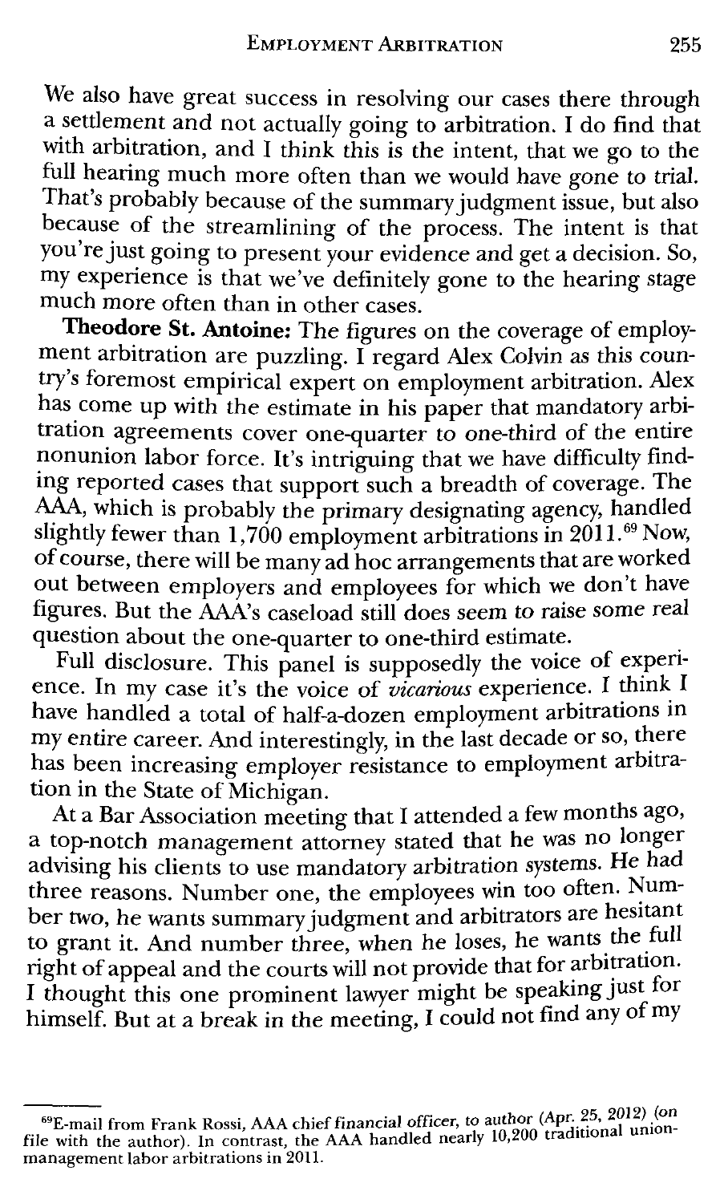We also have great success in resolving our cases there through a settlement and not actually going to arbitration. I do find that with arbitration, and I think this is the intent, that we go to the full hearing much more often than we would have gone to trial. That's probably because of the summary judgment issue, but also because of the streamlining of the process. The intent is that you're just going to present your evidence and get a decision. So, my experience is that we've definitely gone to the hearing stage much more often than in other cases.

**Theodore St. Antoine:** The figures on the coverage of employment arbitration are puzzling. I regard Alex Colvin as this country's foremost empirical expert on employment arbitration. Alex has come up with the estimate in his paper that mandatory arbitration agreements cover one-quarter to one-third of the entire nonunion labor force. It's intriguing that we have difficulty finding reported cases that support such a breadth of coverage. The AAA, which is probably the primary designating agency, handled slightly fewer than 1,700 employment arbitrations in 2011.[69] Now, of course, there will be many ad hoc arrangements that are worked out between employers and employees for which we don't have figures. But the AAA's caseload still does seem to raise some real question about the one-quarter to one-third estimate.

Full disclosure. This panel is supposedly the voice of experience. In my case it's the voice of *vicarious* experience. I think I have handled a total of half-a-dozen employment arbitrations in my entire career. And interestingly, in the last decade or so, there has been increasing employer resistance to employment arbitration in the State of Michigan.

At a Bar Association meeting that I attended a few months ago, a top-notch management attorney stated that he was no longer advising his clients to use mandatory arbitration systems. He had three reasons. Number one, the employees win too often. Number two, he wants summary judgment and arbitrators are hesitant to grant it. And number three, when he loses, he wants the full right of appeal and the courts will not provide that for arbitration. I thought this one prominent lawyer might be speaking just for himself. But at a break in the meeting, I could not find any of my

---

[69] E-mail from Frank Rossi, AAA chief financial officer, to author (Apr. 25, 2012) (on file with the author). In contrast, the AAA handled nearly 10,200 traditional union-management labor arbitrations in 2011.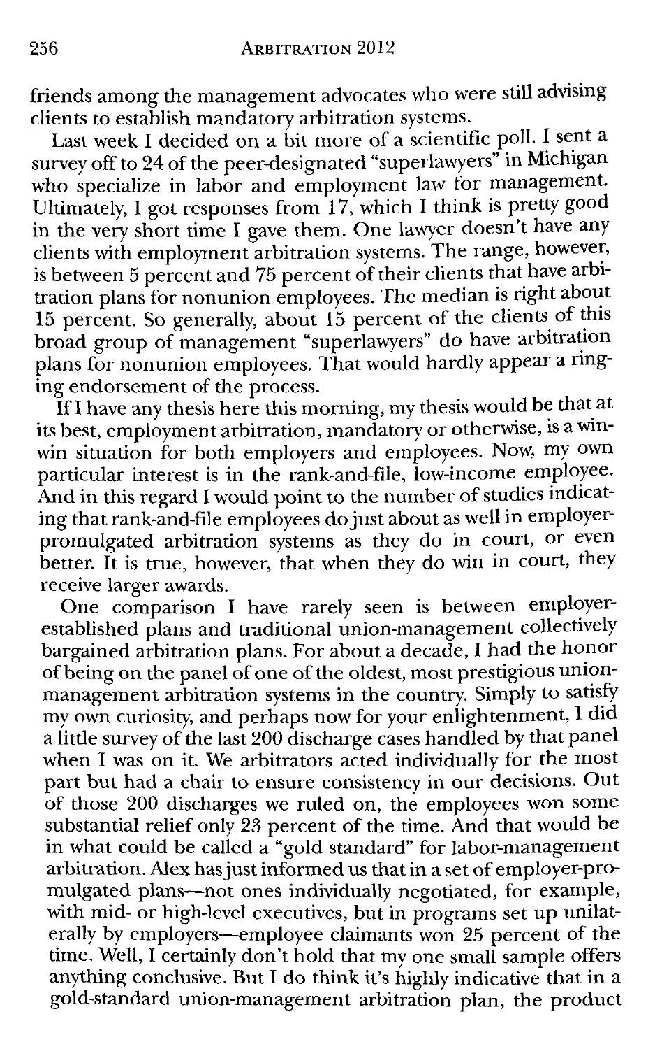friends among the management advocates who were still advising clients to establish mandatory arbitration systems.

Last week I decided on a bit more of a scientific poll. I sent a survey off to 24 of the peer-designated "superlawyers" in Michigan who specialize in labor and employment law for management. Ultimately, I got responses from 17, which I think is pretty good in the very short time I gave them. One lawyer doesn't have any clients with employment arbitration systems. The range, however, is between 5 percent and 75 percent of their clients that have arbitration plans for nonunion employees. The median is right about 15 percent. So generally, about 15 percent of the clients of this broad group of management "superlawyers" do have arbitration plans for nonunion employees. That would hardly appear a ringing endorsement of the process.

If I have any thesis here this morning, my thesis would be that at its best, employment arbitration, mandatory or otherwise, is a win-win situation for both employers and employees. Now, my own particular interest is in the rank-and-file, low-income employee. And in this regard I would point to the number of studies indicating that rank-and-file employees do just about as well in employer-promulgated arbitration systems as they do in court, or even better. It is true, however, that when they do win in court, they receive larger awards.

One comparison I have rarely seen is between employer-established plans and traditional union-management collectively bargained arbitration plans. For about a decade, I had the honor of being on the panel of one of the oldest, most prestigious union-management arbitration systems in the country. Simply to satisfy my own curiosity, and perhaps now for your enlightenment, I did a little survey of the last 200 discharge cases handled by that panel when I was on it. We arbitrators acted individually for the most part but had a chair to ensure consistency in our decisions. Out of those 200 discharges we ruled on, the employees won some substantial relief only 23 percent of the time. And that would be in what could be called a "gold standard" for labor-management arbitration. Alex has just informed us that in a set of employer-promulgated plans—not ones individually negotiated, for example, with mid- or high-level executives, but in programs set up unilaterally by employers—employee claimants won 25 percent of the time. Well, I certainly don't hold that my one small sample offers anything conclusive. But I do think it's highly indicative that in a gold-standard union-management arbitration plan, the product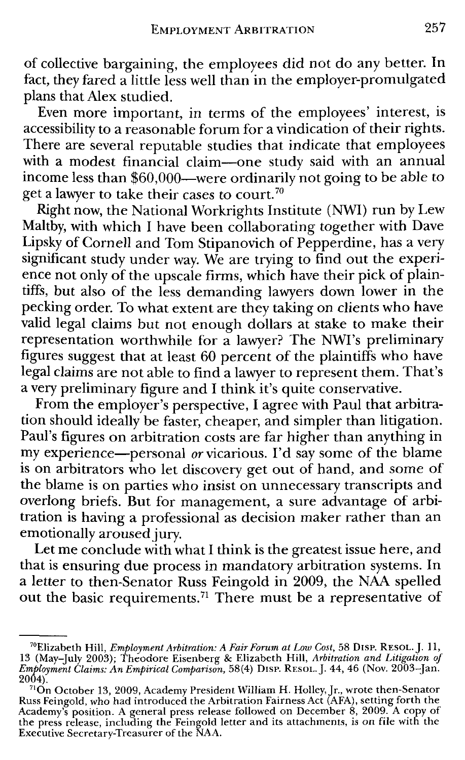of collective bargaining, the employees did not do any better. In fact, they fared a little less well than in the employer-promulgated plans that Alex studied.

Even more important, in terms of the employees' interest, is accessibility to a reasonable forum for a vindication of their rights. There are several reputable studies that indicate that employees with a modest financial claim—one study said with an annual income less than $60,000—were ordinarily not going to be able to get a lawyer to take their cases to court.[70]

Right now, the National Workrights Institute (NWI) run by Lew Maltby, with which I have been collaborating together with Dave Lipsky of Cornell and Tom Stipanovich of Pepperdine, has a very significant study under way. We are trying to find out the experience not only of the upscale firms, which have their pick of plaintiffs, but also of the less demanding lawyers down lower in the pecking order. To what extent are they taking on clients who have valid legal claims but not enough dollars at stake to make their representation worthwhile for a lawyer? The NWI's preliminary figures suggest that at least 60 percent of the plaintiffs who have legal claims are not able to find a lawyer to represent them. That's a very preliminary figure and I think it's quite conservative.

From the employer's perspective, I agree with Paul that arbitration should ideally be faster, cheaper, and simpler than litigation. Paul's figures on arbitration costs are far higher than anything in my experience—personal *or* vicarious. I'd say some of the blame is on arbitrators who let discovery get out of hand, and some of the blame is on parties who insist on unnecessary transcripts and overlong briefs. But for management, a sure advantage of arbitration is having a professional as decision maker rather than an emotionally aroused jury.

Let me conclude with what I think is the greatest issue here, and that is ensuring due process in mandatory arbitration systems. In a letter to then-Senator Russ Feingold in 2009, the NAA spelled out the basic requirements.[71] There must be a representative of

---

[70] Elizabeth Hill, *Employment Arbitration: A Fair Forum at Low Cost*, 58 Disp. Resol. J. 11, 13 (May–July 2003); Theodore Eisenberg & Elizabeth Hill, *Arbitration and Litigation of Employment Claims: An Empirical Comparison*, 58(4) Disp. Resol. J. 44, 46 (Nov. 2003–Jan. 2004).

[71] On October 13, 2009, Academy President William H. Holley, Jr., wrote then-Senator Russ Feingold, who had introduced the Arbitration Fairness Act (AFA), setting forth the Academy's position. A general press release followed on December 8, 2009. A copy of the press release, including the Feingold letter and its attachments, is on file with the Executive Secretary-Treasurer of the NAA.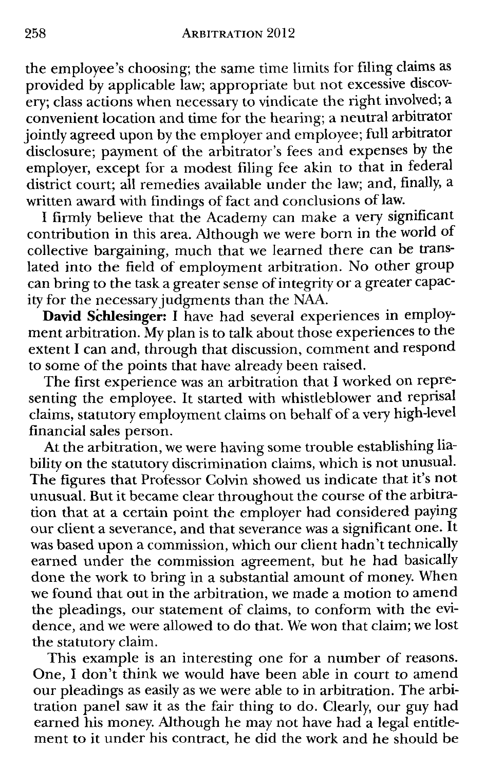the employee's choosing; the same time limits for filing claims as provided by applicable law; appropriate but not excessive discovery; class actions when necessary to vindicate the right involved; a convenient location and time for the hearing; a neutral arbitrator jointly agreed upon by the employer and employee; full arbitrator disclosure; payment of the arbitrator's fees and expenses by the employer, except for a modest filing fee akin to that in federal district court; all remedies available under the law; and, finally, a written award with findings of fact and conclusions of law.

I firmly believe that the Academy can make a very significant contribution in this area. Although we were born in the world of collective bargaining, much that we learned there can be translated into the field of employment arbitration. No other group can bring to the task a greater sense of integrity or a greater capacity for the necessary judgments than the NAA.

**David Schlesinger:** I have had several experiences in employment arbitration. My plan is to talk about those experiences to the extent I can and, through that discussion, comment and respond to some of the points that have already been raised.

The first experience was an arbitration that I worked on representing the employee. It started with whistleblower and reprisal claims, statutory employment claims on behalf of a very high-level financial sales person.

At the arbitration, we were having some trouble establishing liability on the statutory discrimination claims, which is not unusual. The figures that Professor Colvin showed us indicate that it's not unusual. But it became clear throughout the course of the arbitration that at a certain point the employer had considered paying our client a severance, and that severance was a significant one. It was based upon a commission, which our client hadn't technically earned under the commission agreement, but he had basically done the work to bring in a substantial amount of money. When we found that out in the arbitration, we made a motion to amend the pleadings, our statement of claims, to conform with the evidence, and we were allowed to do that. We won that claim; we lost the statutory claim.

This example is an interesting one for a number of reasons. One, I don't think we would have been able in court to amend our pleadings as easily as we were able to in arbitration. The arbitration panel saw it as the fair thing to do. Clearly, our guy had earned his money. Although he may not have had a legal entitlement to it under his contract, he did the work and he should be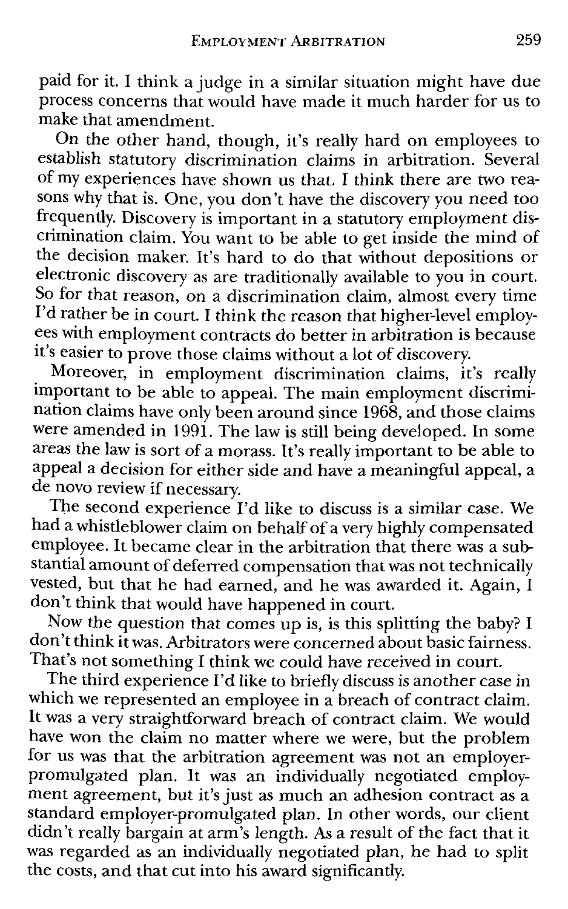paid for it. I think a judge in a similar situation might have due process concerns that would have made it much harder for us to make that amendment.

On the other hand, though, it's really hard on employees to establish statutory discrimination claims in arbitration. Several of my experiences have shown us that. I think there are two reasons why that is. One, you don't have the discovery you need too frequently. Discovery is important in a statutory employment discrimination claim. You want to be able to get inside the mind of the decision maker. It's hard to do that without depositions or electronic discovery as are traditionally available to you in court. So for that reason, on a discrimination claim, almost every time I'd rather be in court. I think the reason that higher-level employees with employment contracts do better in arbitration is because it's easier to prove those claims without a lot of discovery.

Moreover, in employment discrimination claims, it's really important to be able to appeal. The main employment discrimination claims have only been around since 1968, and those claims were amended in 1991. The law is still being developed. In some areas the law is sort of a morass. It's really important to be able to appeal a decision for either side and have a meaningful appeal, a de novo review if necessary.

The second experience I'd like to discuss is a similar case. We had a whistleblower claim on behalf of a very highly compensated employee. It became clear in the arbitration that there was a substantial amount of deferred compensation that was not technically vested, but that he had earned, and he was awarded it. Again, I don't think that would have happened in court.

Now the question that comes up is, is this splitting the baby? I don't think it was. Arbitrators were concerned about basic fairness. That's not something I think we could have received in court.

The third experience I'd like to briefly discuss is another case in which we represented an employee in a breach of contract claim. It was a very straightforward breach of contract claim. We would have won the claim no matter where we were, but the problem for us was that the arbitration agreement was not an employer-promulgated plan. It was an individually negotiated employment agreement, but it's just as much an adhesion contract as a standard employer-promulgated plan. In other words, our client didn't really bargain at arm's length. As a result of the fact that it was regarded as an individually negotiated plan, he had to split the costs, and that cut into his award significantly.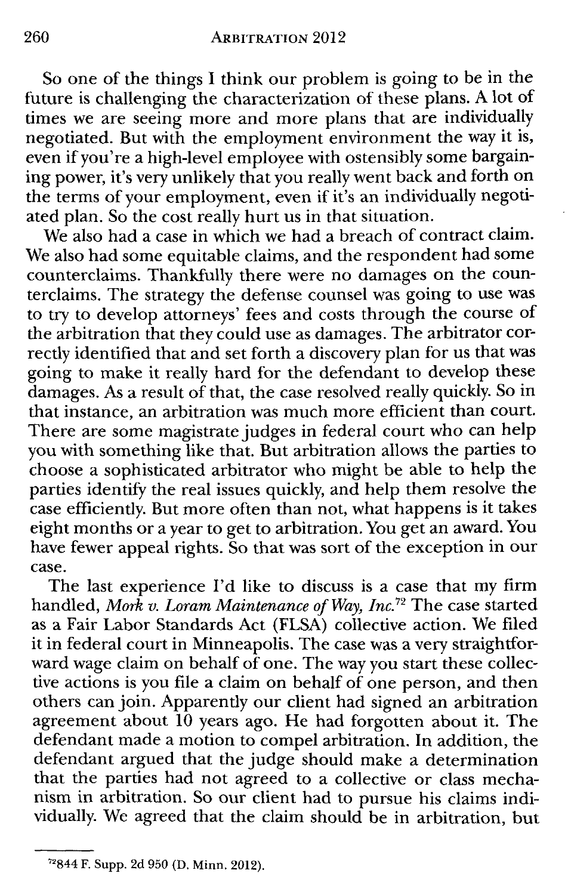So one of the things I think our problem is going to be in the future is challenging the characterization of these plans. A lot of times we are seeing more and more plans that are individually negotiated. But with the employment environment the way it is, even if you're a high-level employee with ostensibly some bargaining power, it's very unlikely that you really went back and forth on the terms of your employment, even if it's an individually negotiated plan. So the cost really hurt us in that situation.

We also had a case in which we had a breach of contract claim. We also had some equitable claims, and the respondent had some counterclaims. Thankfully there were no damages on the counterclaims. The strategy the defense counsel was going to use was to try to develop attorneys' fees and costs through the course of the arbitration that they could use as damages. The arbitrator correctly identified that and set forth a discovery plan for us that was going to make it really hard for the defendant to develop these damages. As a result of that, the case resolved really quickly. So in that instance, an arbitration was much more efficient than court. There are some magistrate judges in federal court who can help you with something like that. But arbitration allows the parties to choose a sophisticated arbitrator who might be able to help the parties identify the real issues quickly, and help them resolve the case efficiently. But more often than not, what happens is it takes eight months or a year to get to arbitration. You get an award. You have fewer appeal rights. So that was sort of the exception in our case.

The last experience I'd like to discuss is a case that my firm handled, *Mork v. Loram Maintenance of Way, Inc.*[72] The case started as a Fair Labor Standards Act (FLSA) collective action. We filed it in federal court in Minneapolis. The case was a very straightforward wage claim on behalf of one. The way you start these collective actions is you file a claim on behalf of one person, and then others can join. Apparently our client had signed an arbitration agreement about 10 years ago. He had forgotten about it. The defendant made a motion to compel arbitration. In addition, the defendant argued that the judge should make a determination that the parties had not agreed to a collective or class mechanism in arbitration. So our client had to pursue his claims individually. We agreed that the claim should be in arbitration, but

---

[72] 844 F. Supp. 2d 950 (D. Minn. 2012).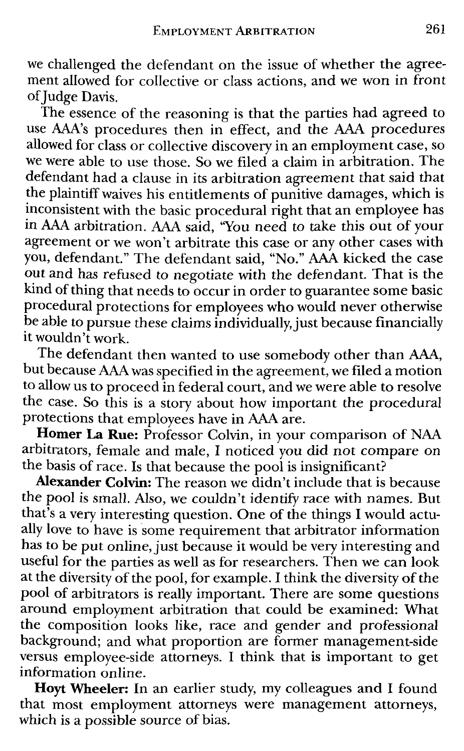we challenged the defendant on the issue of whether the agreement allowed for collective or class actions, and we won in front of Judge Davis.

The essence of the reasoning is that the parties had agreed to use AAA's procedures then in effect, and the AAA procedures allowed for class or collective discovery in an employment case, so we were able to use those. So we filed a claim in arbitration. The defendant had a clause in its arbitration agreement that said that the plaintiff waives his entitlements of punitive damages, which is inconsistent with the basic procedural right that an employee has in AAA arbitration. AAA said, "You need to take this out of your agreement or we won't arbitrate this case or any other cases with you, defendant." The defendant said, "No." AAA kicked the case out and has refused to negotiate with the defendant. That is the kind of thing that needs to occur in order to guarantee some basic procedural protections for employees who would never otherwise be able to pursue these claims individually, just because financially it wouldn't work.

The defendant then wanted to use somebody other than AAA, but because AAA was specified in the agreement, we filed a motion to allow us to proceed in federal court, and we were able to resolve the case. So this is a story about how important the procedural protections that employees have in AAA are.

**Homer La Rue:** Professor Colvin, in your comparison of NAA arbitrators, female and male, I noticed you did not compare on the basis of race. Is that because the pool is insignificant?

**Alexander Colvin:** The reason we didn't include that is because the pool is small. Also, we couldn't identify race with names. But that's a very interesting question. One of the things I would actually love to have is some requirement that arbitrator information has to be put online, just because it would be very interesting and useful for the parties as well as for researchers. Then we can look at the diversity of the pool, for example. I think the diversity of the pool of arbitrators is really important. There are some questions around employment arbitration that could be examined: What the composition looks like, race and gender and professional background; and what proportion are former management-side versus employee-side attorneys. I think that is important to get information online.

**Hoyt Wheeler:** In an earlier study, my colleagues and I found that most employment attorneys were management attorneys, which is a possible source of bias.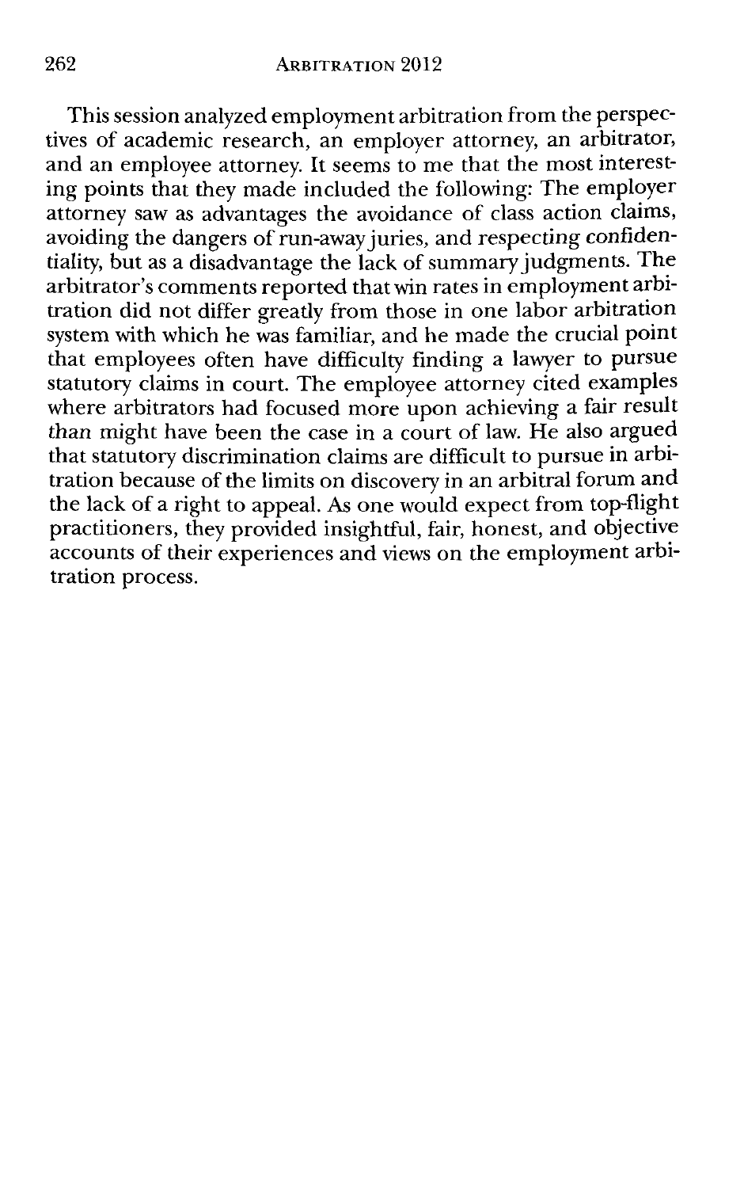This session analyzed employment arbitration from the perspectives of academic research, an employer attorney, an arbitrator, and an employee attorney. It seems to me that the most interesting points that they made included the following: The employer attorney saw as advantages the avoidance of class action claims, avoiding the dangers of run-away juries, and respecting confidentiality, but as a disadvantage the lack of summary judgments. The arbitrator's comments reported that win rates in employment arbitration did not differ greatly from those in one labor arbitration system with which he was familiar, and he made the crucial point that employees often have difficulty finding a lawyer to pursue statutory claims in court. The employee attorney cited examples where arbitrators had focused more upon achieving a fair result than might have been the case in a court of law. He also argued that statutory discrimination claims are difficult to pursue in arbitration because of the limits on discovery in an arbitral forum and the lack of a right to appeal. As one would expect from top-flight practitioners, they provided insightful, fair, honest, and objective accounts of their experiences and views on the employment arbitration process.